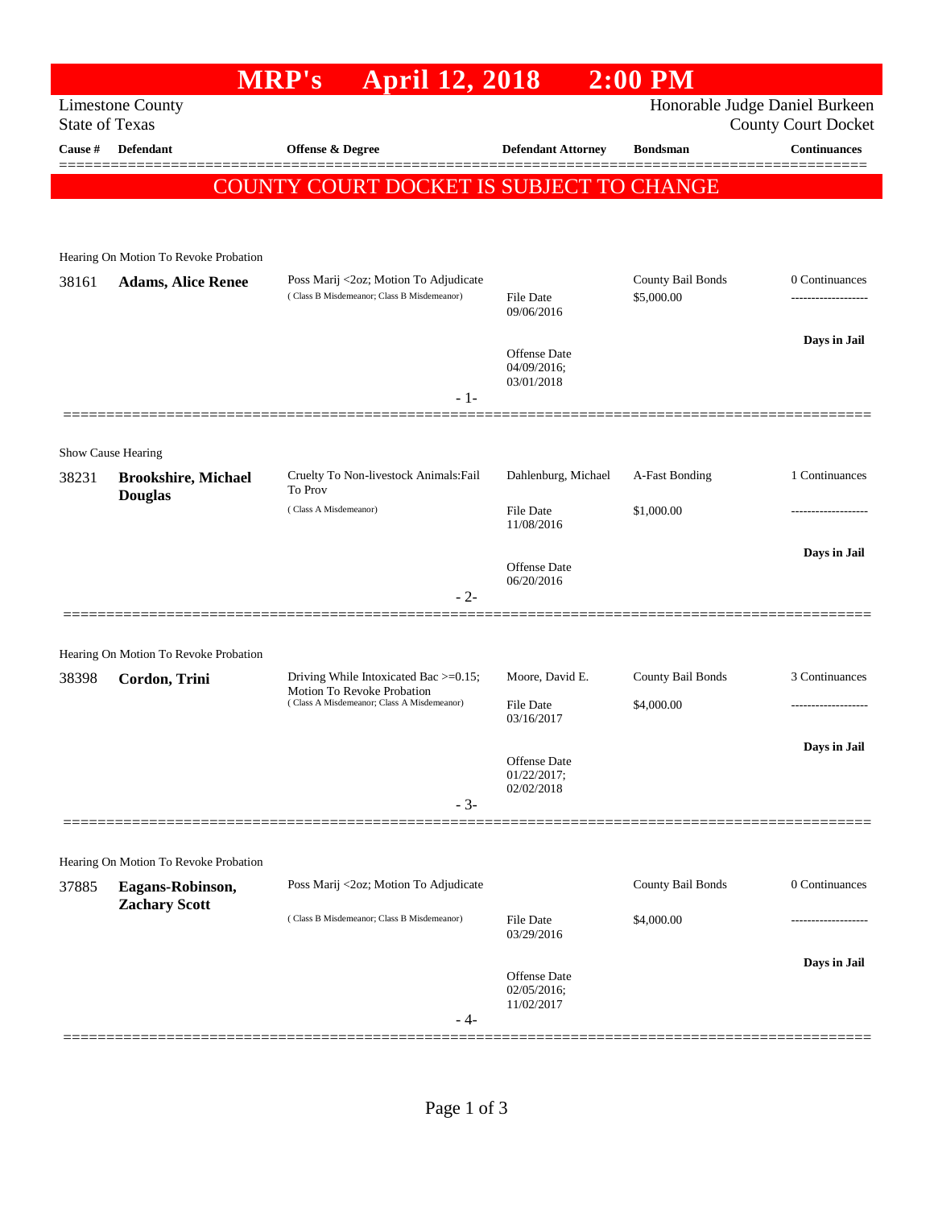# MRP's April 12, 2018 2:00 PM

Limestone County
State of Texas

Honorable Judge Daniel Burkeen
County Court Docket

| Cause # | Defendant | Offense & Degree | Defendant Attorney | Bondsman | Continuances |
|---|---|---|---|---|---|

## COUNTY COURT DOCKET IS SUBJECT TO CHANGE

Hearing On Motion To Revoke Probation

| Cause # | Defendant | Offense & Degree | Defendant Attorney | Bondsman | Continuances |
|---|---|---|---|---|---|
| 38161 | **Adams, Alice Renee** | Poss Marij <2oz; Motion To Adjudicate ( Class B Misdemeanor; Class B Misdemeanor) | File Date 09/06/2016; Offense Date 04/09/2016; 03/01/2018 | County Bail Bonds $5,000.00 | 0 Continuances; Days in Jail |

- 1-

Show Cause Hearing

| Cause # | Defendant | Offense & Degree | Defendant Attorney | Bondsman | Continuances |
|---|---|---|---|---|---|
| 38231 | **Brookshire, Michael Douglas** | Cruelty To Non-livestock Animals:Fail To Prov ( Class A Misdemeanor) | Dahlenburg, Michael; File Date 11/08/2016; Offense Date 06/20/2016 | A-Fast Bonding $1,000.00 | 1 Continuances; Days in Jail |

- 2-

Hearing On Motion To Revoke Probation

| Cause # | Defendant | Offense & Degree | Defendant Attorney | Bondsman | Continuances |
|---|---|---|---|---|---|
| 38398 | **Cordon, Trini** | Driving While Intoxicated Bac >=0.15; Motion To Revoke Probation ( Class A Misdemeanor; Class A Misdemeanor) | Moore, David E.; File Date 03/16/2017; Offense Date 01/22/2017; 02/02/2018 | County Bail Bonds $4,000.00 | 3 Continuances; Days in Jail |

- 3-

Hearing On Motion To Revoke Probation

| Cause # | Defendant | Offense & Degree | Defendant Attorney | Bondsman | Continuances |
|---|---|---|---|---|---|
| 37885 | **Eagans-Robinson, Zachary Scott** | Poss Marij <2oz; Motion To Adjudicate ( Class B Misdemeanor; Class B Misdemeanor) | File Date 03/29/2016; Offense Date 02/05/2016; 11/02/2017 | County Bail Bonds $4,000.00 | 0 Continuances; Days in Jail |

- 4-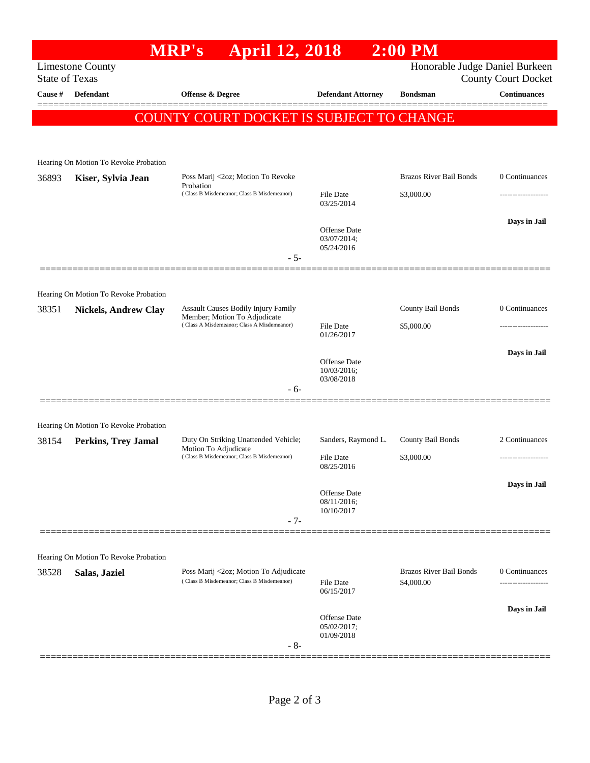# MRP's April 12, 2018 2:00 PM

Limestone County
State of Texas

Honorable Judge Daniel Burkeen
County Court Docket

**COUNTY COURT DOCKET IS SUBJECT TO CHANGE**

| Cause # | Defendant | Offense & Degree | Defendant Attorney | Bondsman | Continuances |
|---|---|---|---|---|---|
| Hearing On Motion To Revoke Probation | | | | | |
| 36893 | **Kiser, Sylvia Jean** | Poss Marij <2oz; Motion To Revoke Probation (Class B Misdemeanor; Class B Misdemeanor) | File Date 03/25/2014; Offense Date 03/07/2014; 05/24/2016 | Brazos River Bail Bonds $3,000.00 | 0 Continuances; Days in Jail |
| | | - 5- | | | |
| Hearing On Motion To Revoke Probation | | | | | |
| 38351 | **Nickels, Andrew Clay** | Assault Causes Bodily Injury Family Member; Motion To Adjudicate (Class A Misdemeanor; Class A Misdemeanor) | File Date 01/26/2017; Offense Date 10/03/2016; 03/08/2018 | County Bail Bonds $5,000.00 | 0 Continuances; Days in Jail |
| | | - 6- | | | |
| Hearing On Motion To Revoke Probation | | | | | |
| 38154 | **Perkins, Trey Jamal** | Duty On Striking Unattended Vehicle; Motion To Adjudicate (Class B Misdemeanor; Class B Misdemeanor) | Sanders, Raymond L.; File Date 08/25/2016; Offense Date 08/11/2016; 10/10/2017 | County Bail Bonds $3,000.00 | 2 Continuances; Days in Jail |
| | | - 7- | | | |
| Hearing On Motion To Revoke Probation | | | | | |
| 38528 | **Salas, Jaziel** | Poss Marij <2oz; Motion To Adjudicate (Class B Misdemeanor; Class B Misdemeanor) | File Date 06/15/2017; Offense Date 05/02/2017; 01/09/2018 | Brazos River Bail Bonds $4,000.00 | 0 Continuances; Days in Jail |
| | | - 8- | | | |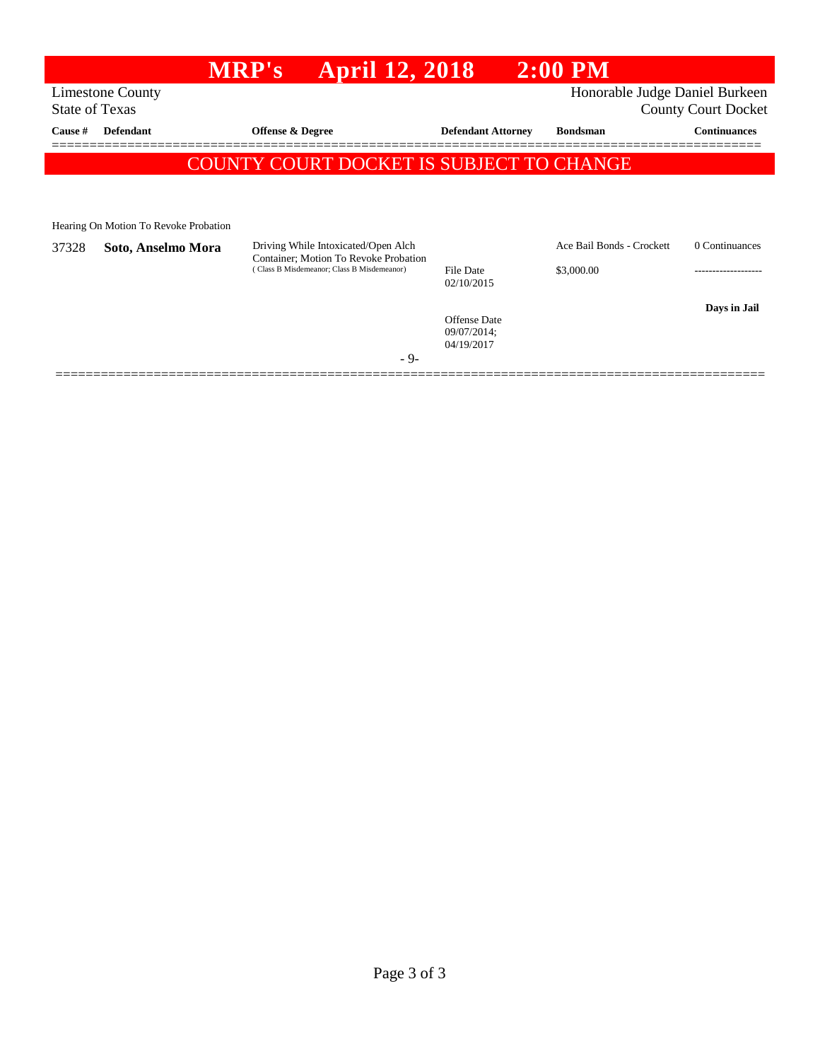# MRP's April 12, 2018 2:00 PM

Limestone County
State of Texas

Honorable Judge Daniel Burkeen
County Court Docket

| Cause # | Defendant | Offense & Degree | Defendant Attorney | Bondsman | Continuances |
|---|---|---|---|---|---|

## COUNTY COURT DOCKET IS SUBJECT TO CHANGE

Hearing On Motion To Revoke Probation

| Cause # | Defendant | Offense & Degree | Defendant Attorney | Bondsman | Continuances |
|---|---|---|---|---|---|
| 37328 | **Soto, Anselmo Mora** | Driving While Intoxicated/Open Alch Container; Motion To Revoke Probation ( Class B Misdemeanor; Class B Misdemeanor) | File Date 02/10/2015 Offense Date 09/07/2014; 04/19/2017 | Ace Bail Bonds - Crockett $3,000.00 | 0 Continuances ------------------- **Days in Jail** |

- 9-